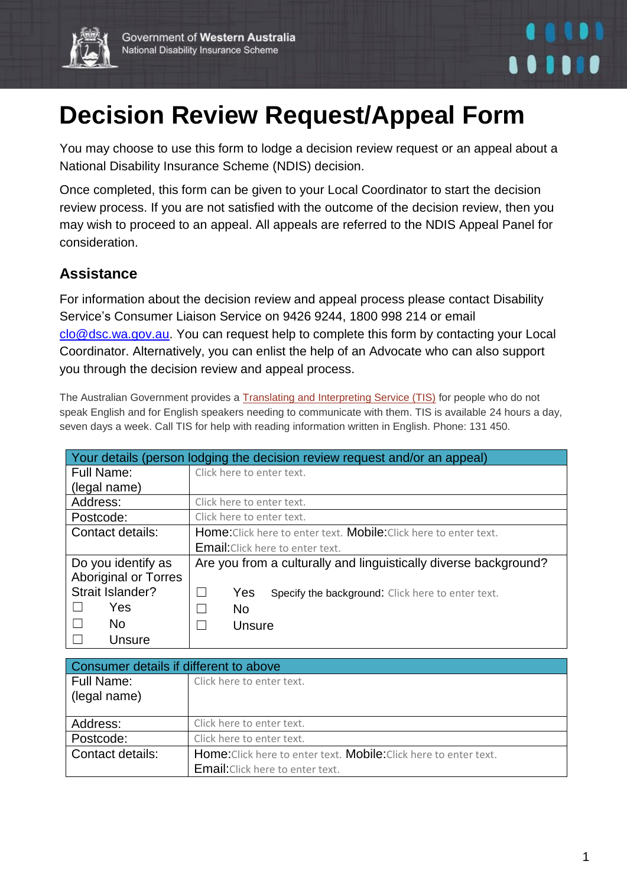Government of Western Australia
National Disability Insurance Scheme

# Decision Review Request/Appeal Form

You may choose to use this form to lodge a decision review request or an appeal about a National Disability Insurance Scheme (NDIS) decision.

Once completed, this form can be given to your Local Coordinator to start the decision review process. If you are not satisfied with the outcome of the decision review, then you may wish to proceed to an appeal. All appeals are referred to the NDIS Appeal Panel for consideration.

## Assistance

For information about the decision review and appeal process please contact Disability Service's Consumer Liaison Service on 9426 9244, 1800 998 214 or email clo@dsc.wa.gov.au. You can request help to complete this form by contacting your Local Coordinator. Alternatively, you can enlist the help of an Advocate who can also support you through the decision review and appeal process.

The Australian Government provides a Translating and Interpreting Service (TIS) for people who do not speak English and for English speakers needing to communicate with them. TIS is available 24 hours a day, seven days a week. Call TIS for help with reading information written in English. Phone: 131 450.

| Your details (person lodging the decision review request and/or an appeal) | |
|---|---|
| Full Name: (legal name) | Click here to enter text. |
| Address: | Click here to enter text. |
| Postcode: | Click here to enter text. |
| Contact details: | Home: Click here to enter text. Mobile: Click here to enter text. Email: Click here to enter text. |
| Do you identify as Aboriginal or Torres Strait Islander? ☐ Yes ☐ No ☐ Unsure | Are you from a culturally and linguistically diverse background? ☐ Yes Specify the background: Click here to enter text. ☐ No ☐ Unsure |

| Consumer details if different to above | |
|---|---|
| Full Name: (legal name) | Click here to enter text. |
| Address: | Click here to enter text. |
| Postcode: | Click here to enter text. |
| Contact details: | Home: Click here to enter text. Mobile: Click here to enter text. Email: Click here to enter text. |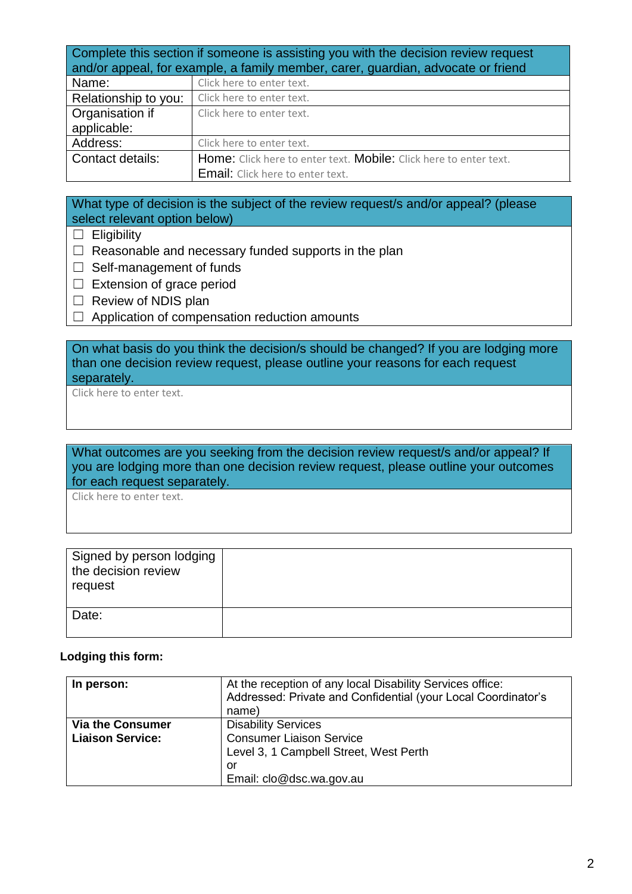| Complete this section if someone is assisting you with the decision review request and/or appeal, for example, a family member, carer, guardian, advocate or friend | |
| --- | --- |
| Name: | Click here to enter text. |
| Relationship to you: | Click here to enter text. |
| Organisation if applicable: | Click here to enter text. |
| Address: | Click here to enter text. |
| Contact details: | Home: Click here to enter text. Mobile: Click here to enter text. Email: Click here to enter text. |

| What type of decision is the subject of the review request/s and/or appeal? (please select relevant option below) |
| --- |
| ☐ Eligibility |
| ☐ Reasonable and necessary funded supports in the plan |
| ☐ Self-management of funds |
| ☐ Extension of grace period |
| ☐ Review of NDIS plan |
| ☐ Application of compensation reduction amounts |

| On what basis do you think the decision/s should be changed? If you are lodging more than one decision review request, please outline your reasons for each request separately. |
| --- |
| Click here to enter text. |

| What outcomes are you seeking from the decision review request/s and/or appeal? If you are lodging more than one decision review request, please outline your outcomes for each request separately. |
| --- |
| Click here to enter text. |

| | |
| --- | --- |
| Signed by person lodging the decision review request | |
| Date: | |

**Lodging this form:**

| | |
| --- | --- |
| **In person:** | At the reception of any local Disability Services office: Addressed: Private and Confidential (your Local Coordinator's name) |
| **Via the Consumer Liaison Service:** | Disability Services<br>Consumer Liaison Service<br>Level 3, 1 Campbell Street, West Perth<br>or<br>Email: clo@dsc.wa.gov.au |